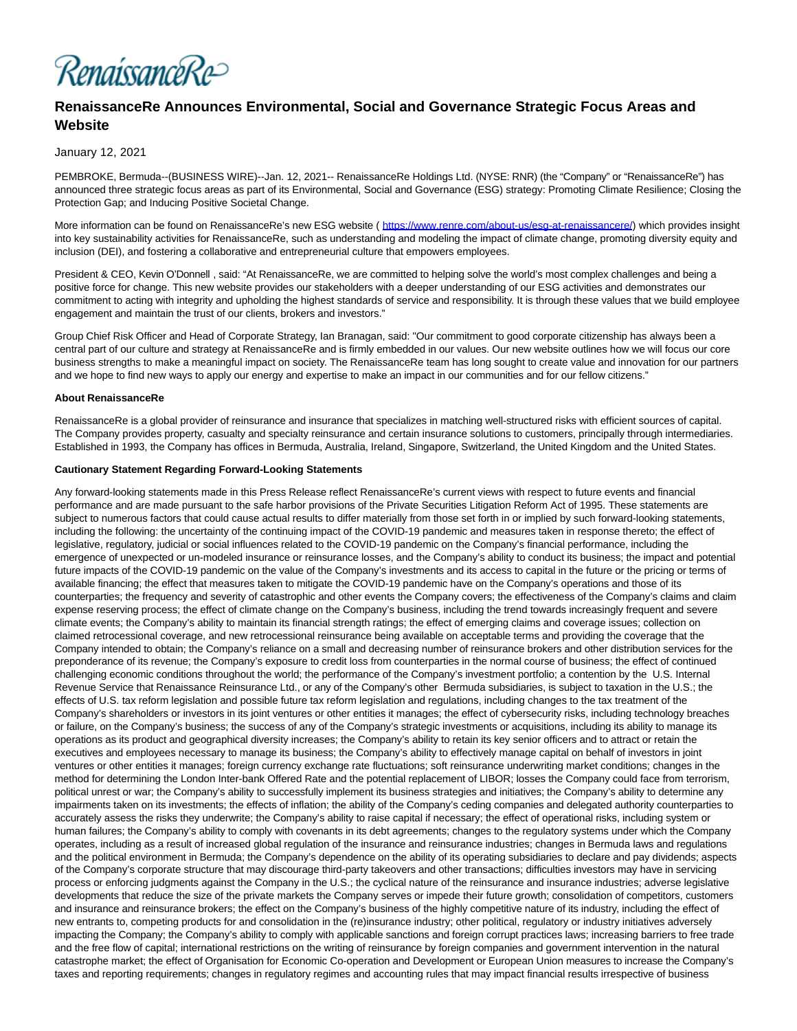RenaissanceRe

# RenaissanceRe Announces Environmental, Social and Governance Strategic Focus Areas and Website

January 12, 2021

PEMBROKE, Bermuda--(BUSINESS WIRE)--Jan. 12, 2021-- RenaissanceRe Holdings Ltd. (NYSE: RNR) (the "Company" or "RenaissanceRe") has announced three strategic focus areas as part of its Environmental, Social and Governance (ESG) strategy: Promoting Climate Resilience; Closing the Protection Gap; and Inducing Positive Societal Change.

More information can be found on RenaissanceRe's new ESG website ( https://www.renre.com/about-us/esg-at-renaissancere/) which provides insight into key sustainability activities for RenaissanceRe, such as understanding and modeling the impact of climate change, promoting diversity equity and inclusion (DEI), and fostering a collaborative and entrepreneurial culture that empowers employees.

President & CEO, Kevin O'Donnell , said: "At RenaissanceRe, we are committed to helping solve the world's most complex challenges and being a positive force for change. This new website provides our stakeholders with a deeper understanding of our ESG activities and demonstrates our commitment to acting with integrity and upholding the highest standards of service and responsibility. It is through these values that we build employee engagement and maintain the trust of our clients, brokers and investors."

Group Chief Risk Officer and Head of Corporate Strategy, Ian Branagan, said: "Our commitment to good corporate citizenship has always been a central part of our culture and strategy at RenaissanceRe and is firmly embedded in our values. Our new website outlines how we will focus our core business strengths to make a meaningful impact on society. The RenaissanceRe team has long sought to create value and innovation for our partners and we hope to find new ways to apply our energy and expertise to make an impact in our communities and for our fellow citizens."

**About RenaissanceRe**

RenaissanceRe is a global provider of reinsurance and insurance that specializes in matching well-structured risks with efficient sources of capital. The Company provides property, casualty and specialty reinsurance and certain insurance solutions to customers, principally through intermediaries. Established in 1993, the Company has offices in Bermuda, Australia, Ireland, Singapore, Switzerland, the United Kingdom and the United States.

**Cautionary Statement Regarding Forward-Looking Statements**

Any forward-looking statements made in this Press Release reflect RenaissanceRe's current views with respect to future events and financial performance and are made pursuant to the safe harbor provisions of the Private Securities Litigation Reform Act of 1995. These statements are subject to numerous factors that could cause actual results to differ materially from those set forth in or implied by such forward-looking statements, including the following: the uncertainty of the continuing impact of the COVID-19 pandemic and measures taken in response thereto; the effect of legislative, regulatory, judicial or social influences related to the COVID-19 pandemic on the Company's financial performance, including the emergence of unexpected or un-modeled insurance or reinsurance losses, and the Company's ability to conduct its business; the impact and potential future impacts of the COVID-19 pandemic on the value of the Company's investments and its access to capital in the future or the pricing or terms of available financing; the effect that measures taken to mitigate the COVID-19 pandemic have on the Company's operations and those of its counterparties; the frequency and severity of catastrophic and other events the Company covers; the effectiveness of the Company's claims and claim expense reserving process; the effect of climate change on the Company's business, including the trend towards increasingly frequent and severe climate events; the Company's ability to maintain its financial strength ratings; the effect of emerging claims and coverage issues; collection on claimed retrocessional coverage, and new retrocessional reinsurance being available on acceptable terms and providing the coverage that the Company intended to obtain; the Company's reliance on a small and decreasing number of reinsurance brokers and other distribution services for the preponderance of its revenue; the Company's exposure to credit loss from counterparties in the normal course of business; the effect of continued challenging economic conditions throughout the world; the performance of the Company's investment portfolio; a contention by the U.S. Internal Revenue Service that Renaissance Reinsurance Ltd., or any of the Company's other Bermuda subsidiaries, is subject to taxation in the U.S.; the effects of U.S. tax reform legislation and possible future tax reform legislation and regulations, including changes to the tax treatment of the Company's shareholders or investors in its joint ventures or other entities it manages; the effect of cybersecurity risks, including technology breaches or failure, on the Company's business; the success of any of the Company's strategic investments or acquisitions, including its ability to manage its operations as its product and geographical diversity increases; the Company's ability to retain its key senior officers and to attract or retain the executives and employees necessary to manage its business; the Company's ability to effectively manage capital on behalf of investors in joint ventures or other entities it manages; foreign currency exchange rate fluctuations; soft reinsurance underwriting market conditions; changes in the method for determining the London Inter-bank Offered Rate and the potential replacement of LIBOR; losses the Company could face from terrorism, political unrest or war; the Company's ability to successfully implement its business strategies and initiatives; the Company's ability to determine any impairments taken on its investments; the effects of inflation; the ability of the Company's ceding companies and delegated authority counterparties to accurately assess the risks they underwrite; the Company's ability to raise capital if necessary; the effect of operational risks, including system or human failures; the Company's ability to comply with covenants in its debt agreements; changes to the regulatory systems under which the Company operates, including as a result of increased global regulation of the insurance and reinsurance industries; changes in Bermuda laws and regulations and the political environment in Bermuda; the Company's dependence on the ability of its operating subsidiaries to declare and pay dividends; aspects of the Company's corporate structure that may discourage third-party takeovers and other transactions; difficulties investors may have in servicing process or enforcing judgments against the Company in the U.S.; the cyclical nature of the reinsurance and insurance industries; adverse legislative developments that reduce the size of the private markets the Company serves or impede their future growth; consolidation of competitors, customers and insurance and reinsurance brokers; the effect on the Company's business of the highly competitive nature of its industry, including the effect of new entrants to, competing products for and consolidation in the (re)insurance industry; other political, regulatory or industry initiatives adversely impacting the Company; the Company's ability to comply with applicable sanctions and foreign corrupt practices laws; increasing barriers to free trade and the free flow of capital; international restrictions on the writing of reinsurance by foreign companies and government intervention in the natural catastrophe market; the effect of Organisation for Economic Co-operation and Development or European Union measures to increase the Company's taxes and reporting requirements; changes in regulatory regimes and accounting rules that may impact financial results irrespective of business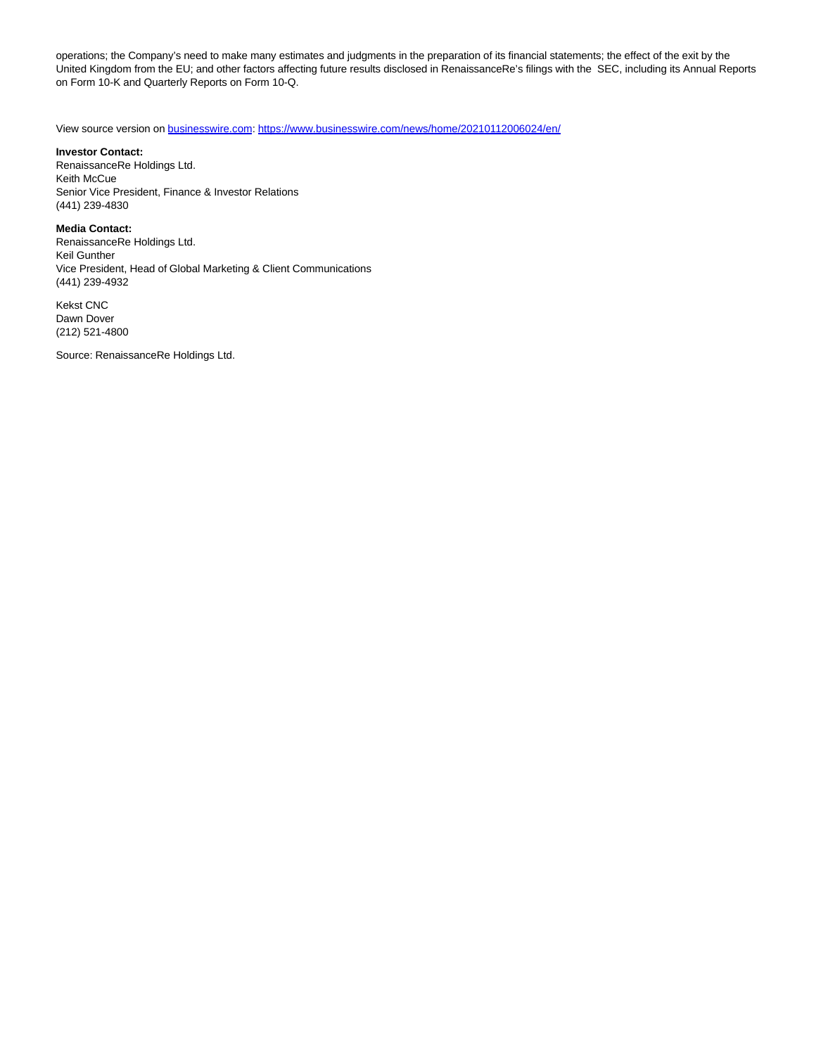operations; the Company's need to make many estimates and judgments in the preparation of its financial statements; the effect of the exit by the United Kingdom from the EU; and other factors affecting future results disclosed in RenaissanceRe's filings with the SEC, including its Annual Reports on Form 10-K and Quarterly Reports on Form 10-Q.

View source version on businesswire.com: https://www.businesswire.com/news/home/20210112006024/en/

**Investor Contact:**
RenaissanceRe Holdings Ltd.
Keith McCue
Senior Vice President, Finance & Investor Relations
(441) 239-4830

**Media Contact:**
RenaissanceRe Holdings Ltd.
Keil Gunther
Vice President, Head of Global Marketing & Client Communications
(441) 239-4932

Kekst CNC
Dawn Dover
(212) 521-4800

Source: RenaissanceRe Holdings Ltd.